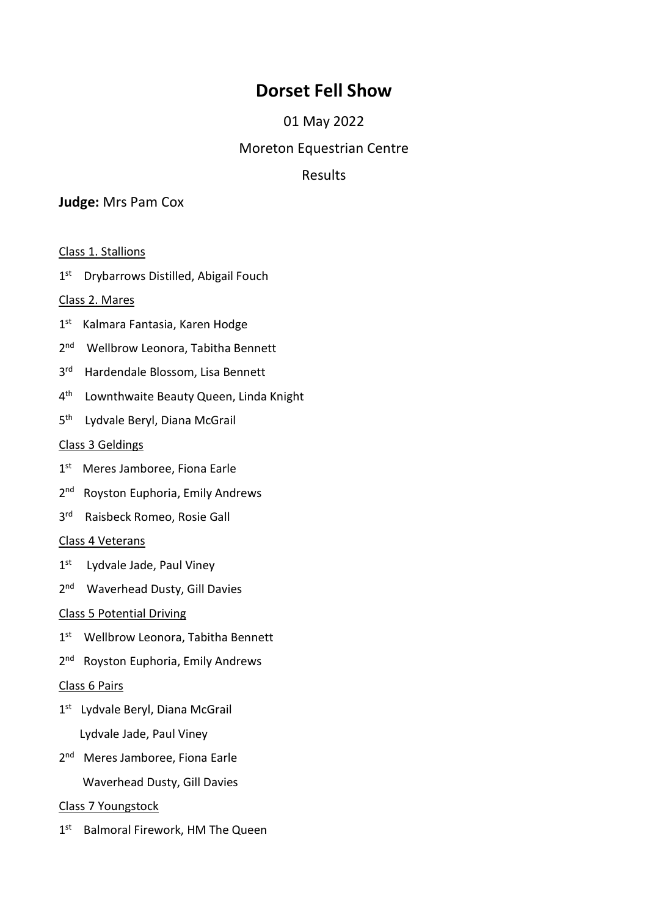# Dorset Fell Show

01 May 2022

Moreton Equestrian Centre

Results

**Judge:** Mrs Pam Cox

Class 1. Stallions

1st Drybarrows Distilled, Abigail Fouch

Class 2. Mares

1st Kalmara Fantasia, Karen Hodge

2nd Wellbrow Leonora, Tabitha Bennett

3rd Hardendale Blossom, Lisa Bennett

4th Lownthwaite Beauty Queen, Linda Knight

5th Lydvale Beryl, Diana McGrail

Class 3 Geldings

1st Meres Jamboree, Fiona Earle

2nd Royston Euphoria, Emily Andrews

3rd Raisbeck Romeo, Rosie Gall

Class 4 Veterans

1st Lydvale Jade, Paul Viney

2nd Waverhead Dusty, Gill Davies

Class 5 Potential Driving

1st Wellbrow Leonora, Tabitha Bennett

2nd Royston Euphoria, Emily Andrews

Class 6 Pairs

1st Lydvale Beryl, Diana McGrail
Lydvale Jade, Paul Viney

2nd Meres Jamboree, Fiona Earle
Waverhead Dusty, Gill Davies

Class 7 Youngstock

1st Balmoral Firework, HM The Queen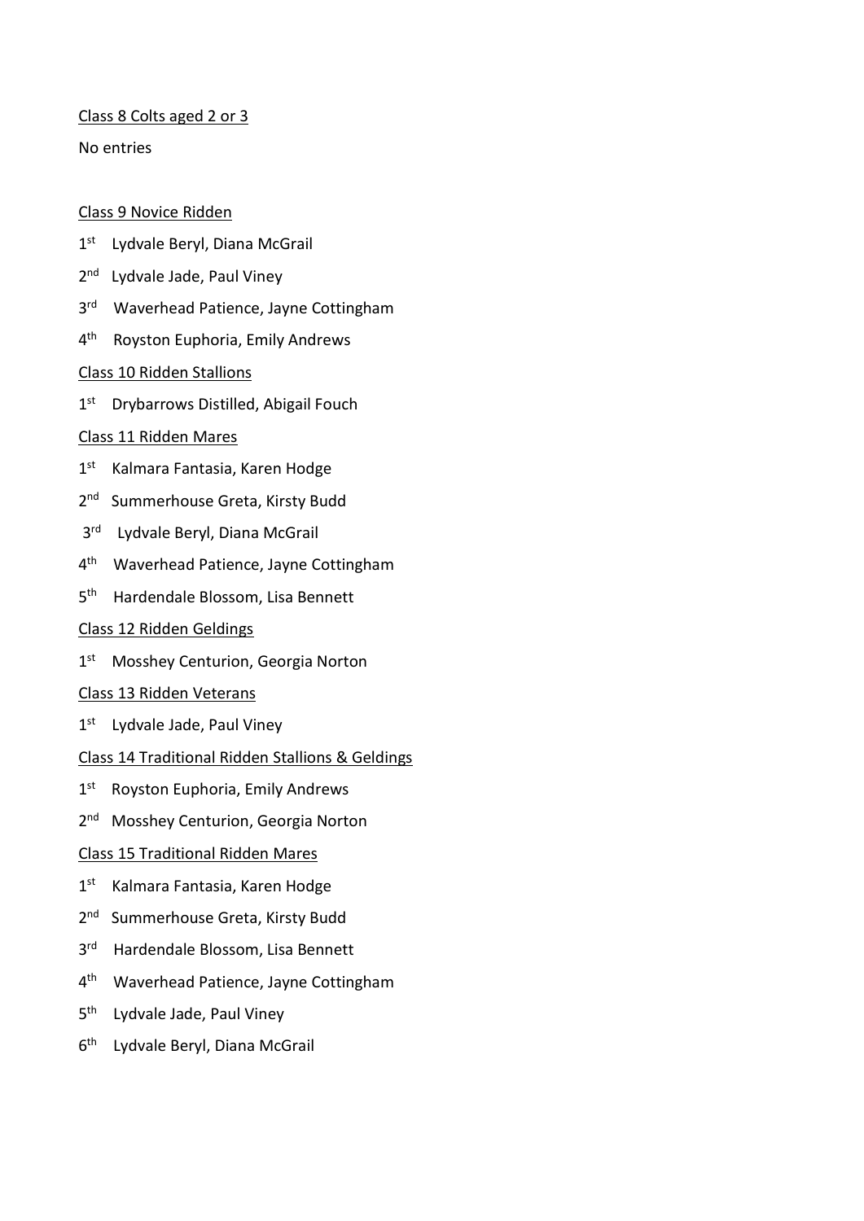Class 8 Colts aged 2 or 3

No entries

Class 9 Novice Ridden

1st Lydvale Beryl, Diana McGrail

2nd Lydvale Jade, Paul Viney

3rd Waverhead Patience, Jayne Cottingham

4th Royston Euphoria, Emily Andrews

Class 10 Ridden Stallions

1st Drybarrows Distilled, Abigail Fouch

Class 11 Ridden Mares

1st Kalmara Fantasia, Karen Hodge

2nd Summerhouse Greta, Kirsty Budd

3rd Lydvale Beryl, Diana McGrail

4th Waverhead Patience, Jayne Cottingham

5th Hardendale Blossom, Lisa Bennett

Class 12 Ridden Geldings

1st Mosshey Centurion, Georgia Norton

Class 13 Ridden Veterans

1st Lydvale Jade, Paul Viney

Class 14 Traditional Ridden Stallions & Geldings

1st Royston Euphoria, Emily Andrews

2nd Mosshey Centurion, Georgia Norton

Class 15 Traditional Ridden Mares

1st Kalmara Fantasia, Karen Hodge

2nd Summerhouse Greta, Kirsty Budd

3rd Hardendale Blossom, Lisa Bennett

4th Waverhead Patience, Jayne Cottingham

5th Lydvale Jade, Paul Viney

6th Lydvale Beryl, Diana McGrail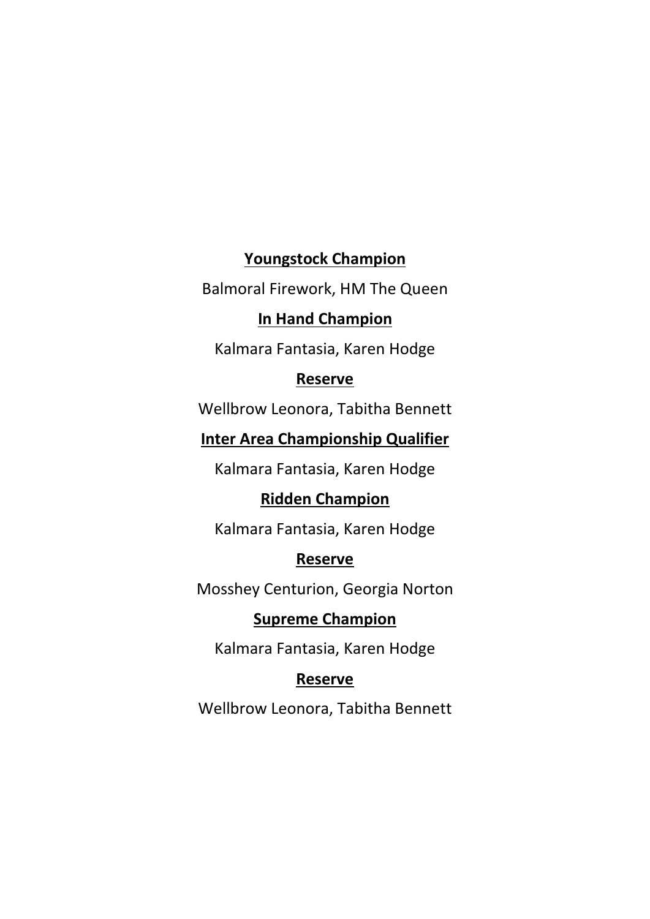**Youngstock Champion**

Balmoral Firework, HM The Queen

**In Hand Champion**

Kalmara Fantasia, Karen Hodge

**Reserve**

Wellbrow Leonora, Tabitha Bennett

**Inter Area Championship Qualifier**

Kalmara Fantasia, Karen Hodge

**Ridden Champion**

Kalmara Fantasia, Karen Hodge

**Reserve**

Mosshey Centurion, Georgia Norton

**Supreme Champion**

Kalmara Fantasia, Karen Hodge

**Reserve**

Wellbrow Leonora, Tabitha Bennett